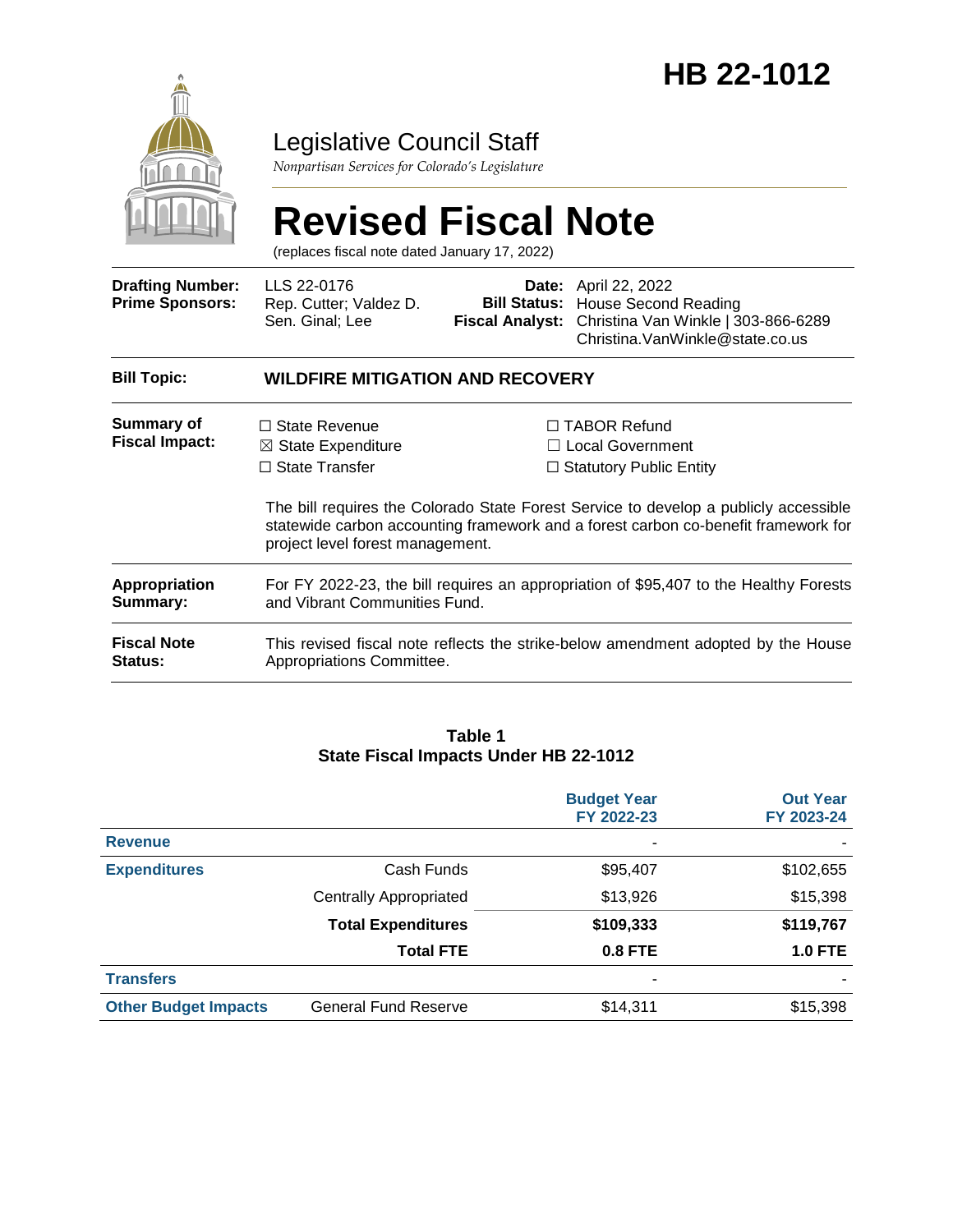# HB 22-1012

## Legislative Council Staff

*Nonpartisan Services for Colorado's Legislature*

# Revised Fiscal Note

(replaces fiscal note dated January 17, 2022)

| | | | |
|---|---|---|---|
| **Drafting Number:** | LLS 22-0176 | **Date:** | April 22, 2022 |
| **Prime Sponsors:** | Rep. Cutter; Valdez D. Sen. Ginal; Lee | **Bill Status:** | House Second Reading |
| | | **Fiscal Analyst:** | Christina Van Winkle \| 303-866-6289 Christina.VanWinkle@state.co.us |

| | |
|---|---|
| **Bill Topic:** | **WILDFIRE MITIGATION AND RECOVERY** |
| **Summary of Fiscal Impact:** | ☐ State Revenue ☒ State Expenditure ☐ State Transfer ☐ TABOR Refund ☐ Local Government ☐ Statutory Public Entity<br><br>The bill requires the Colorado State Forest Service to develop a publicly accessible statewide carbon accounting framework and a forest carbon co-benefit framework for project level forest management. |
| **Appropriation Summary:** | For FY 2022-23, the bill requires an appropriation of $95,407 to the Healthy Forests and Vibrant Communities Fund. |
| **Fiscal Note Status:** | This revised fiscal note reflects the strike-below amendment adopted by the House Appropriations Committee. |

**Table 1**
**State Fiscal Impacts Under HB 22-1012**

| | | Budget Year FY 2022-23 | Out Year FY 2023-24 |
|---|---|---|---|
| **Revenue** | | - | - |
| **Expenditures** | Cash Funds | $95,407 | $102,655 |
| | Centrally Appropriated | $13,926 | $15,398 |
| | **Total Expenditures** | **$109,333** | **$119,767** |
| | **Total FTE** | **0.8 FTE** | **1.0 FTE** |
| **Transfers** | | - | - |
| **Other Budget Impacts** | General Fund Reserve | $14,311 | $15,398 |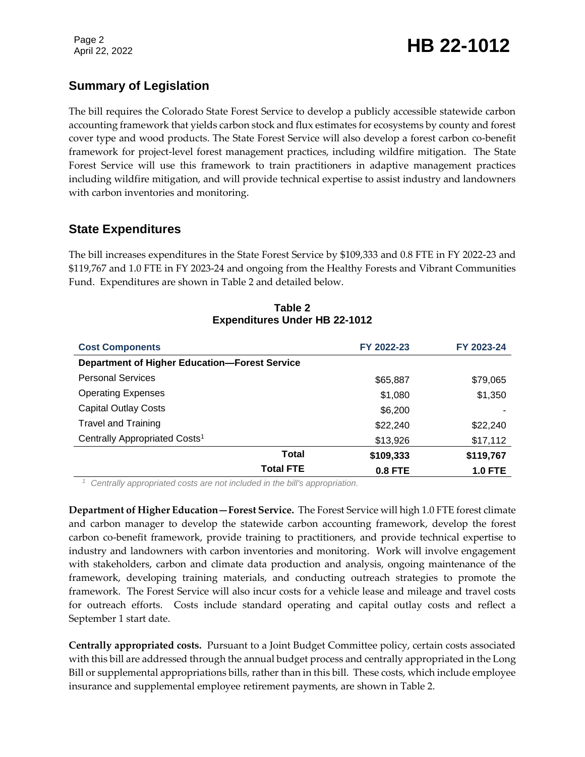## Summary of Legislation

The bill requires the Colorado State Forest Service to develop a publicly accessible statewide carbon accounting framework that yields carbon stock and flux estimates for ecosystems by county and forest cover type and wood products. The State Forest Service will also develop a forest carbon co-benefit framework for project-level forest management practices, including wildfire mitigation. The State Forest Service will use this framework to train practitioners in adaptive management practices including wildfire mitigation, and will provide technical expertise to assist industry and landowners with carbon inventories and monitoring.

## State Expenditures

The bill increases expenditures in the State Forest Service by $109,333 and 0.8 FTE in FY 2022-23 and $119,767 and 1.0 FTE in FY 2023-24 and ongoing from the Healthy Forests and Vibrant Communities Fund. Expenditures are shown in Table 2 and detailed below.

**Table 2**
**Expenditures Under HB 22-1012**

| Cost Components | FY 2022-23 | FY 2023-24 |
|---|---|---|
| **Department of Higher Education—Forest Service** | | |
| Personal Services | $65,887 | $79,065 |
| Operating Expenses | $1,080 | $1,350 |
| Capital Outlay Costs | $6,200 | - |
| Travel and Training | $22,240 | $22,240 |
| Centrally Appropriated Costs[1] | $13,926 | $17,112 |
| **Total** | **$109,333** | **$119,767** |
| **Total FTE** | **0.8 FTE** | **1.0 FTE** |

[1] *Centrally appropriated costs are not included in the bill's appropriation.*

**Department of Higher Education—Forest Service.** The Forest Service will high 1.0 FTE forest climate and carbon manager to develop the statewide carbon accounting framework, develop the forest carbon co-benefit framework, provide training to practitioners, and provide technical expertise to industry and landowners with carbon inventories and monitoring. Work will involve engagement with stakeholders, carbon and climate data production and analysis, ongoing maintenance of the framework, developing training materials, and conducting outreach strategies to promote the framework. The Forest Service will also incur costs for a vehicle lease and mileage and travel costs for outreach efforts. Costs include standard operating and capital outlay costs and reflect a September 1 start date.

**Centrally appropriated costs.** Pursuant to a Joint Budget Committee policy, certain costs associated with this bill are addressed through the annual budget process and centrally appropriated in the Long Bill or supplemental appropriations bills, rather than in this bill. These costs, which include employee insurance and supplemental employee retirement payments, are shown in Table 2.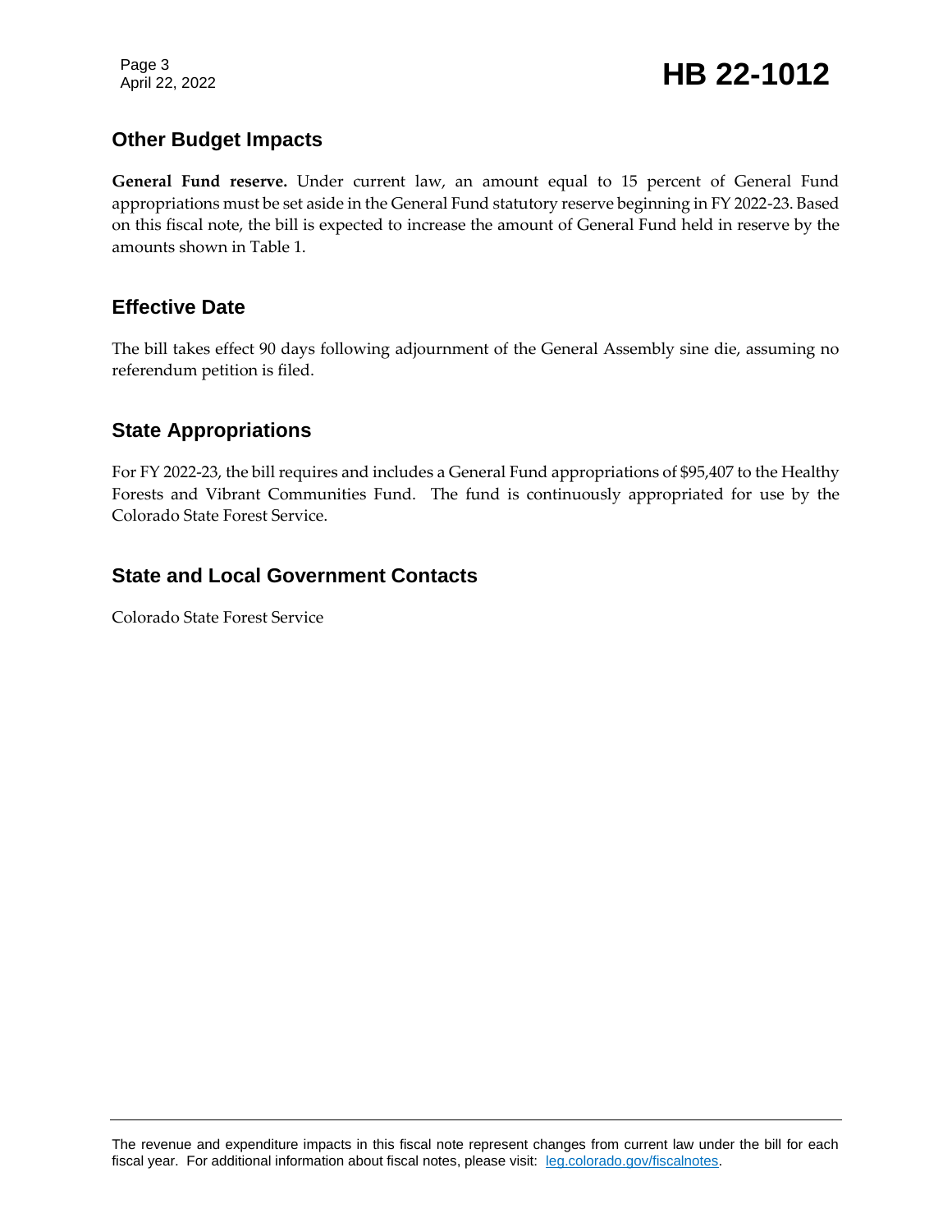## Other Budget Impacts

**General Fund reserve.** Under current law, an amount equal to 15 percent of General Fund appropriations must be set aside in the General Fund statutory reserve beginning in FY 2022-23. Based on this fiscal note, the bill is expected to increase the amount of General Fund held in reserve by the amounts shown in Table 1.

## Effective Date

The bill takes effect 90 days following adjournment of the General Assembly sine die, assuming no referendum petition is filed.

## State Appropriations

For FY 2022-23, the bill requires and includes a General Fund appropriations of $95,407 to the Healthy Forests and Vibrant Communities Fund. The fund is continuously appropriated for use by the Colorado State Forest Service.

## State and Local Government Contacts

Colorado State Forest Service

The revenue and expenditure impacts in this fiscal note represent changes from current law under the bill for each fiscal year. For additional information about fiscal notes, please visit: [leg.colorado.gov/fiscalnotes](leg.colorado.gov/fiscalnotes).